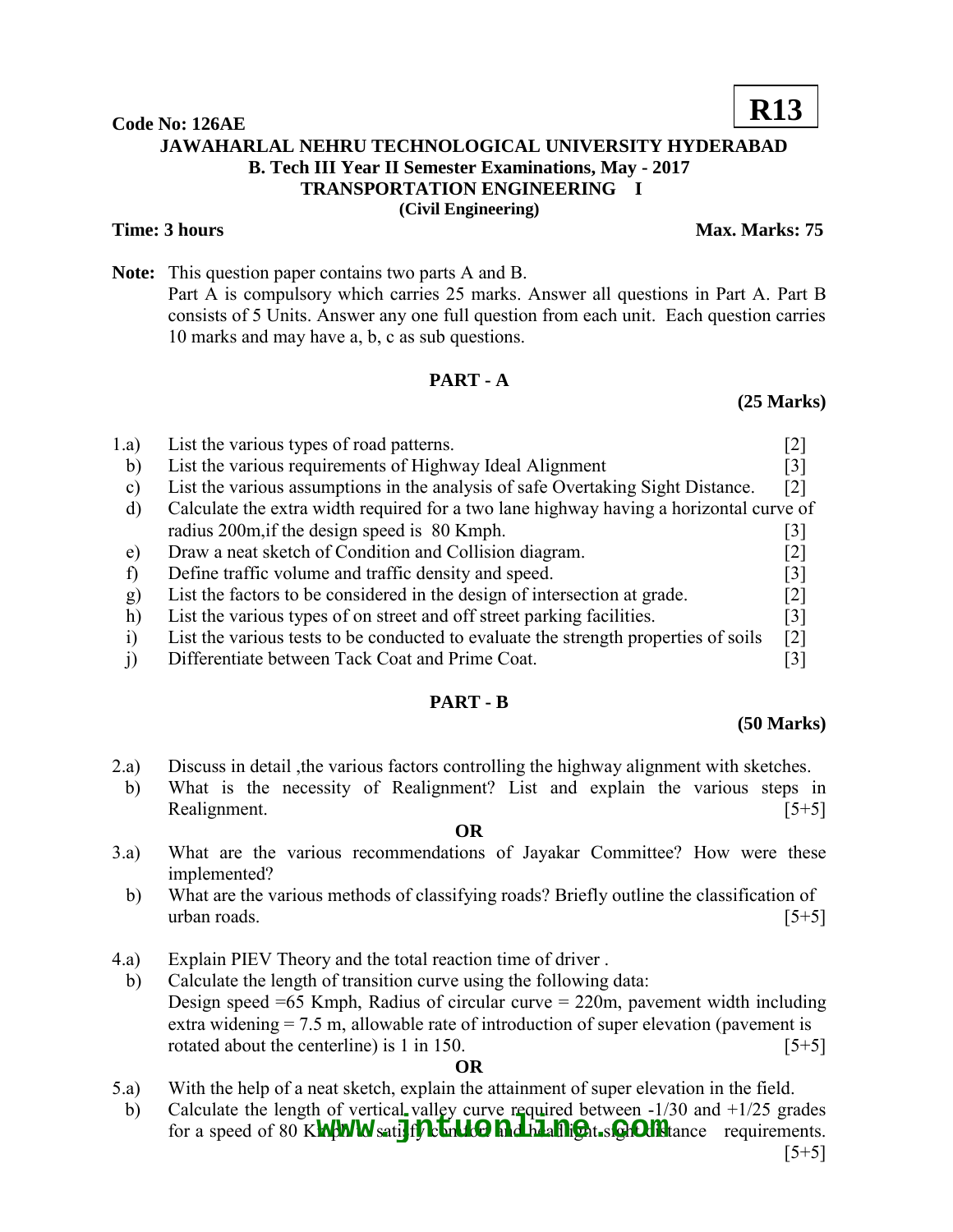**R13**

**Code No: 126AE**

**JAWAHARLAL NEHRU TECHNOLOGICAL UNIVERSITY HYDERABAD**
**B. Tech III Year II Semester Examinations, May - 2017**
**TRANSPORTATION ENGINEERING I**
**(Civil Engineering)**

**Time: 3 hours** **Max. Marks: 75**

**Note:** This question paper contains two parts A and B.
Part A is compulsory which carries 25 marks. Answer all questions in Part A. Part B consists of 5 Units. Answer any one full question from each unit. Each question carries 10 marks and may have a, b, c as sub questions.

## PART - A

**(25 Marks)**

1.a) List the various types of road patterns. [2]

b) List the various requirements of Highway Ideal Alignment [3]

c) List the various assumptions in the analysis of safe Overtaking Sight Distance. [2]

d) Calculate the extra width required for a two lane highway having a horizontal curve of radius 200m,if the design speed is 80 Kmph. [3]

e) Draw a neat sketch of Condition and Collision diagram. [2]

f) Define traffic volume and traffic density and speed. [3]

g) List the factors to be considered in the design of intersection at grade. [2]

h) List the various types of on street and off street parking facilities. [3]

i) List the various tests to be conducted to evaluate the strength properties of soils [2]

j) Differentiate between Tack Coat and Prime Coat. [3]

## PART - B

**(50 Marks)**

2.a) Discuss in detail ,the various factors controlling the highway alignment with sketches.

b) What is the necessity of Realignment? List and explain the various steps in Realignment. [5+5]

**OR**

3.a) What are the various recommendations of Jayakar Committee? How were these implemented?

b) What are the various methods of classifying roads? Briefly outline the classification of urban roads. [5+5]

4.a) Explain PIEV Theory and the total reaction time of driver .

b) Calculate the length of transition curve using the following data:
Design speed =65 Kmph, Radius of circular curve = 220m, pavement width including extra widening = 7.5 m, allowable rate of introduction of super elevation (pavement is rotated about the centerline) is 1 in 150. [5+5]

**OR**

5.a) With the help of a neat sketch, explain the attainment of super elevation in the field.

b) Calculate the length of vertical valley curve required between -1/30 and +1/25 grades for a speed of 80 Kmph to satisfy comfort and head light sight distance requirements. [5+5]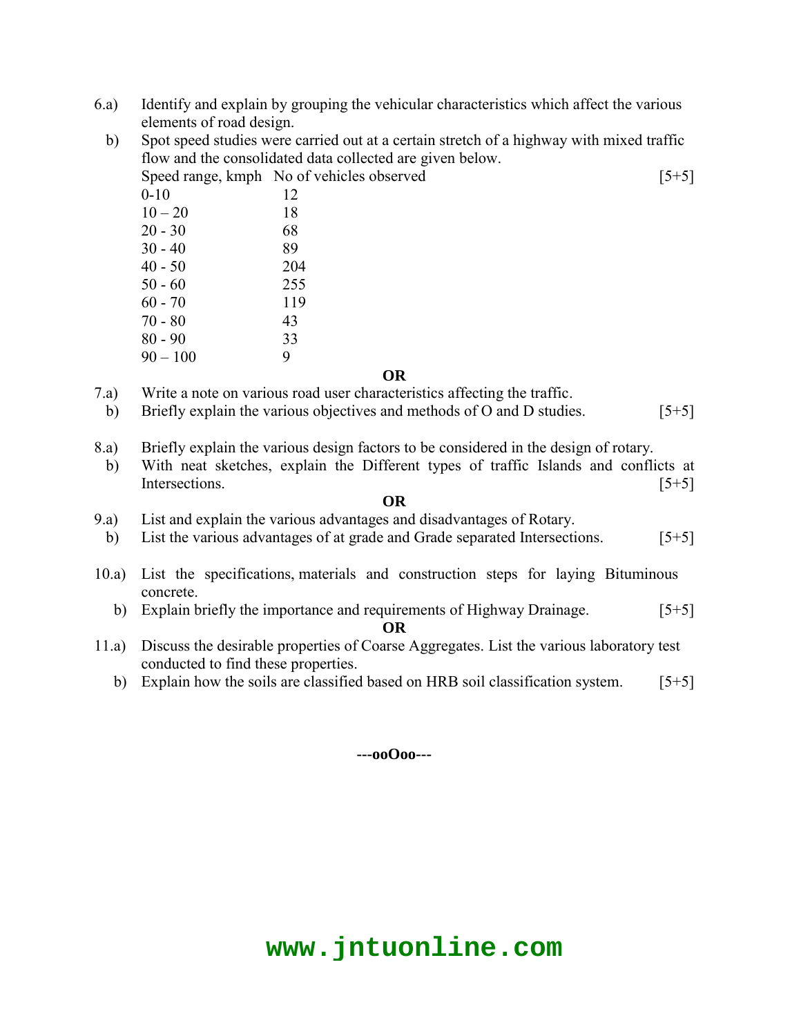6.a) Identify and explain by grouping the vehicular characteristics which affect the various elements of road design.

b) Spot speed studies were carried out at a certain stretch of a highway with mixed traffic flow and the consolidated data collected are given below. [5+5]

| Speed range, kmph | No of vehicles observed |
|---|---|
| 0-10 | 12 |
| 10 – 20 | 18 |
| 20 - 30 | 68 |
| 30 - 40 | 89 |
| 40 - 50 | 204 |
| 50 - 60 | 255 |
| 60 - 70 | 119 |
| 70 - 80 | 43 |
| 80 - 90 | 33 |
| 90 – 100 | 9 |

**OR**

7.a) Write a note on various road user characteristics affecting the traffic.

b) Briefly explain the various objectives and methods of O and D studies. [5+5]

8.a) Briefly explain the various design factors to be considered in the design of rotary.

b) With neat sketches, explain the Different types of traffic Islands and conflicts at Intersections. [5+5]

**OR**

9.a) List and explain the various advantages and disadvantages of Rotary.

b) List the various advantages of at grade and Grade separated Intersections. [5+5]

10.a) List the specifications, materials and construction steps for laying Bituminous concrete.

b) Explain briefly the importance and requirements of Highway Drainage. [5+5]

**OR**

11.a) Discuss the desirable properties of Coarse Aggregates. List the various laboratory test conducted to find these properties.

b) Explain how the soils are classified based on HRB soil classification system. [5+5]

**---ooOoo---**